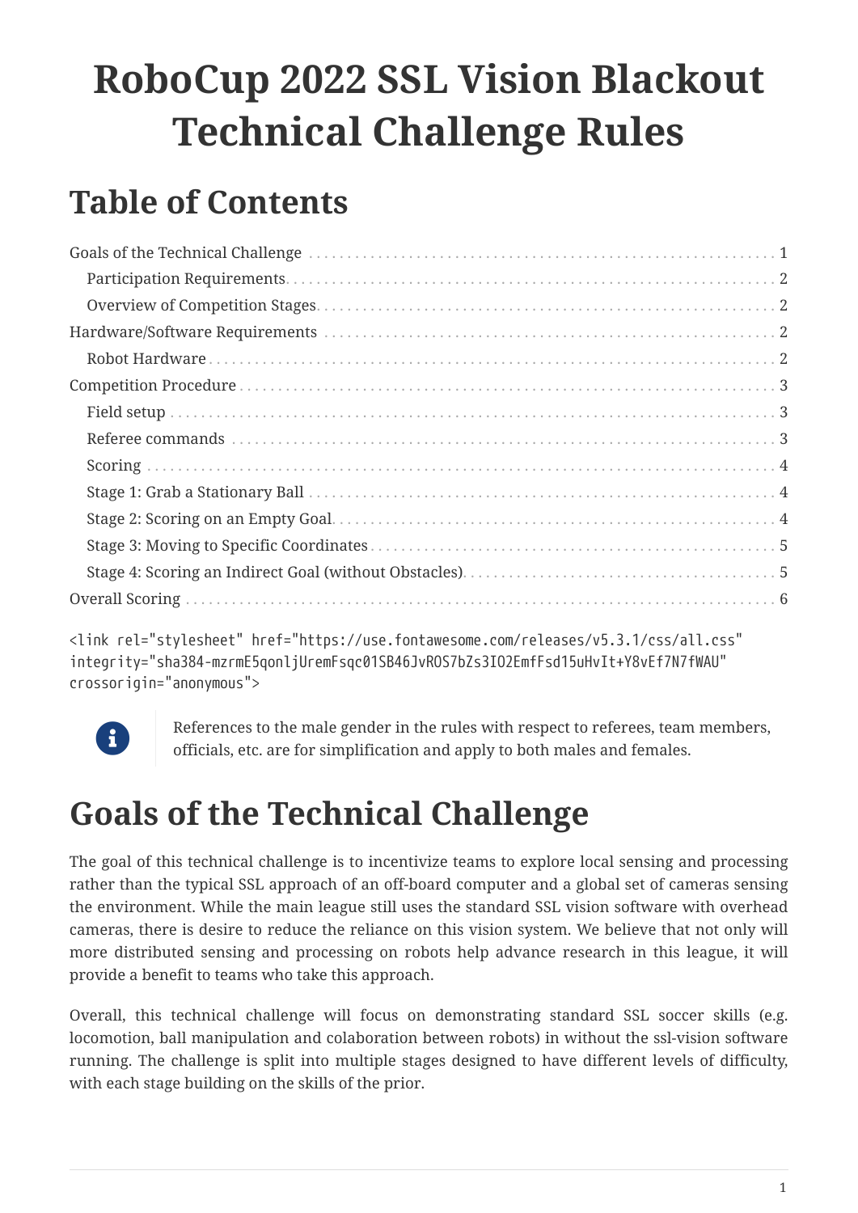# RoboCup 2022 SSL Vision Blackout Technical Challenge Rules

## Table of Contents

- Goals of the Technical Challenge ... 1
  - Participation Requirements ... 2
  - Overview of Competition Stages ... 2
- Hardware/Software Requirements ... 2
  - Robot Hardware ... 2
- Competition Procedure ... 3
  - Field setup ... 3
  - Referee commands ... 3
  - Scoring ... 4
  - Stage 1: Grab a Stationary Ball ... 4
  - Stage 2: Scoring on an Empty Goal ... 4
  - Stage 3: Moving to Specific Coordinates ... 5
  - Stage 4: Scoring an Indirect Goal (without Obstacles) ... 5
- Overall Scoring ... 6

```
<link rel="stylesheet" href="https://use.fontawesome.com/releases/v5.3.1/css/all.css"
integrity="sha384-mzrmE5qonljUremFsqc01SB46JvROS7bZs3IO2EmfFsd15uHvIt+Y8vEf7N7fWAU"
crossorigin="anonymous">
```

References to the male gender in the rules with respect to referees, team members, officials, etc. are for simplification and apply to both males and females.

# Goals of the Technical Challenge

The goal of this technical challenge is to incentivize teams to explore local sensing and processing rather than the typical SSL approach of an off-board computer and a global set of cameras sensing the environment. While the main league still uses the standard SSL vision software with overhead cameras, there is desire to reduce the reliance on this vision system. We believe that not only will more distributed sensing and processing on robots help advance research in this league, it will provide a benefit to teams who take this approach.

Overall, this technical challenge will focus on demonstrating standard SSL soccer skills (e.g. locomotion, ball manipulation and colaboration between robots) in without the ssl-vision software running. The challenge is split into multiple stages designed to have different levels of difficulty, with each stage building on the skills of the prior.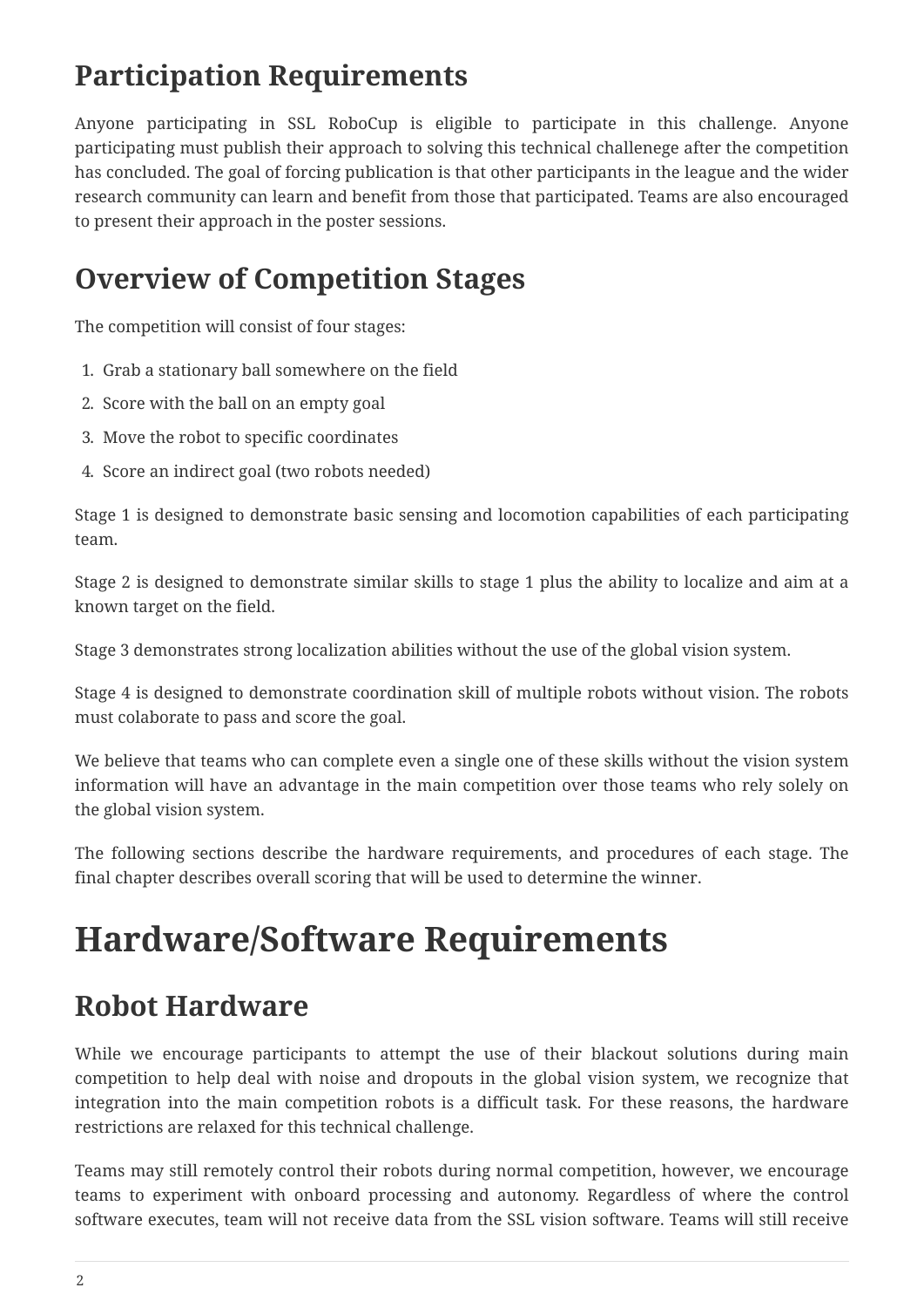## Participation Requirements

Anyone participating in SSL RoboCup is eligible to participate in this challenge. Anyone participating must publish their approach to solving this technical challenege after the competition has concluded. The goal of forcing publication is that other participants in the league and the wider research community can learn and benefit from those that participated. Teams are also encouraged to present their approach in the poster sessions.

## Overview of Competition Stages

The competition will consist of four stages:

1. Grab a stationary ball somewhere on the field
2. Score with the ball on an empty goal
3. Move the robot to specific coordinates
4. Score an indirect goal (two robots needed)

Stage 1 is designed to demonstrate basic sensing and locomotion capabilities of each participating team.

Stage 2 is designed to demonstrate similar skills to stage 1 plus the ability to localize and aim at a known target on the field.

Stage 3 demonstrates strong localization abilities without the use of the global vision system.

Stage 4 is designed to demonstrate coordination skill of multiple robots without vision. The robots must colaborate to pass and score the goal.

We believe that teams who can complete even a single one of these skills without the vision system information will have an advantage in the main competition over those teams who rely solely on the global vision system.

The following sections describe the hardware requirements, and procedures of each stage. The final chapter describes overall scoring that will be used to determine the winner.

# Hardware/Software Requirements

## Robot Hardware

While we encourage participants to attempt the use of their blackout solutions during main competition to help deal with noise and dropouts in the global vision system, we recognize that integration into the main competition robots is a difficult task. For these reasons, the hardware restrictions are relaxed for this technical challenge.

Teams may still remotely control their robots during normal competition, however, we encourage teams to experiment with onboard processing and autonomy. Regardless of where the control software executes, team will not receive data from the SSL vision software. Teams will still receive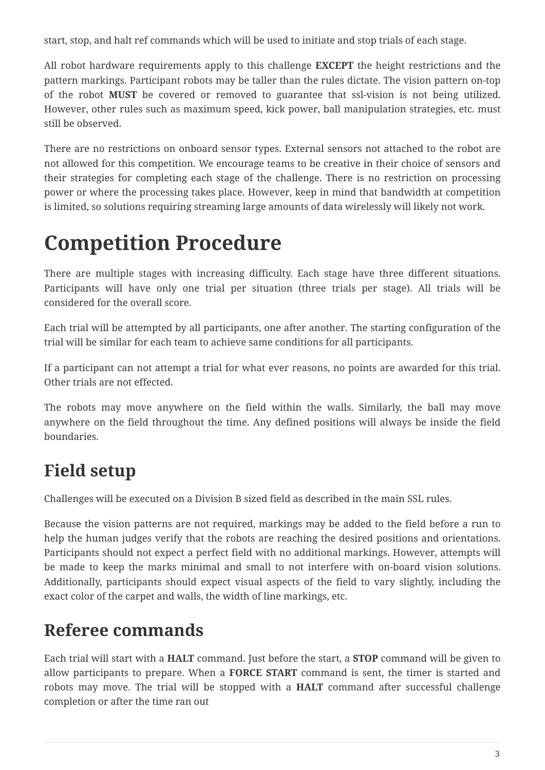start, stop, and halt ref commands which will be used to initiate and stop trials of each stage.

All robot hardware requirements apply to this challenge **EXCEPT** the height restrictions and the pattern markings. Participant robots may be taller than the rules dictate. The vision pattern on-top of the robot **MUST** be covered or removed to guarantee that ssl-vision is not being utilized. However, other rules such as maximum speed, kick power, ball manipulation strategies, etc. must still be observed.

There are no restrictions on onboard sensor types. External sensors not attached to the robot are not allowed for this competition. We encourage teams to be creative in their choice of sensors and their strategies for completing each stage of the challenge. There is no restriction on processing power or where the processing takes place. However, keep in mind that bandwidth at competition is limited, so solutions requiring streaming large amounts of data wirelessly will likely not work.

# Competition Procedure

There are multiple stages with increasing difficulty. Each stage have three different situations. Participants will have only one trial per situation (three trials per stage). All trials will be considered for the overall score.

Each trial will be attempted by all participants, one after another. The starting configuration of the trial will be similar for each team to achieve same conditions for all participants.

If a participant can not attempt a trial for what ever reasons, no points are awarded for this trial. Other trials are not effected.

The robots may move anywhere on the field within the walls. Similarly, the ball may move anywhere on the field throughout the time. Any defined positions will always be inside the field boundaries.

## Field setup

Challenges will be executed on a Division B sized field as described in the main SSL rules.

Because the vision patterns are not required, markings may be added to the field before a run to help the human judges verify that the robots are reaching the desired positions and orientations. Participants should not expect a perfect field with no additional markings. However, attempts will be made to keep the marks minimal and small to not interfere with on-board vision solutions. Additionally, participants should expect visual aspects of the field to vary slightly, including the exact color of the carpet and walls, the width of line markings, etc.

## Referee commands

Each trial will start with a **HALT** command. Just before the start, a **STOP** command will be given to allow participants to prepare. When a **FORCE START** command is sent, the timer is started and robots may move. The trial will be stopped with a **HALT** command after successful challenge completion or after the time ran out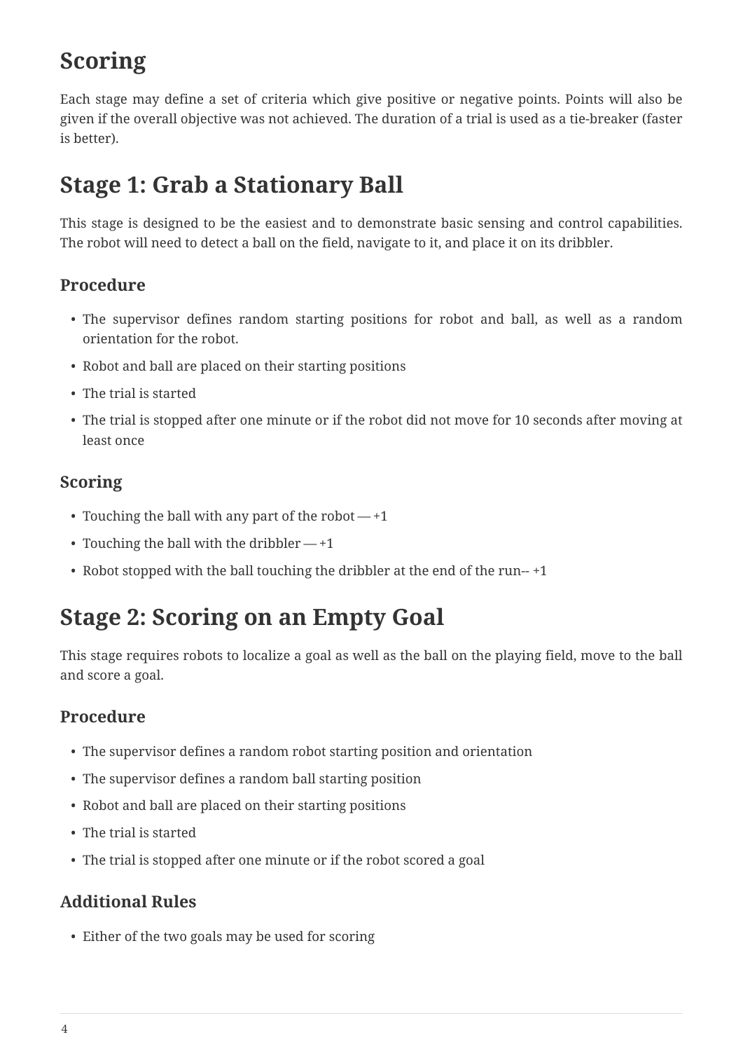# Scoring

Each stage may define a set of criteria which give positive or negative points. Points will also be given if the overall objective was not achieved. The duration of a trial is used as a tie-breaker (faster is better).

# Stage 1: Grab a Stationary Ball

This stage is designed to be the easiest and to demonstrate basic sensing and control capabilities. The robot will need to detect a ball on the field, navigate to it, and place it on its dribbler.

## Procedure

- The supervisor defines random starting positions for robot and ball, as well as a random orientation for the robot.
- Robot and ball are placed on their starting positions
- The trial is started
- The trial is stopped after one minute or if the robot did not move for 10 seconds after moving at least once

## Scoring

- Touching the ball with any part of the robot — +1
- Touching the ball with the dribbler — +1
- Robot stopped with the ball touching the dribbler at the end of the run-- +1

# Stage 2: Scoring on an Empty Goal

This stage requires robots to localize a goal as well as the ball on the playing field, move to the ball and score a goal.

## Procedure

- The supervisor defines a random robot starting position and orientation
- The supervisor defines a random ball starting position
- Robot and ball are placed on their starting positions
- The trial is started
- The trial is stopped after one minute or if the robot scored a goal

## Additional Rules

- Either of the two goals may be used for scoring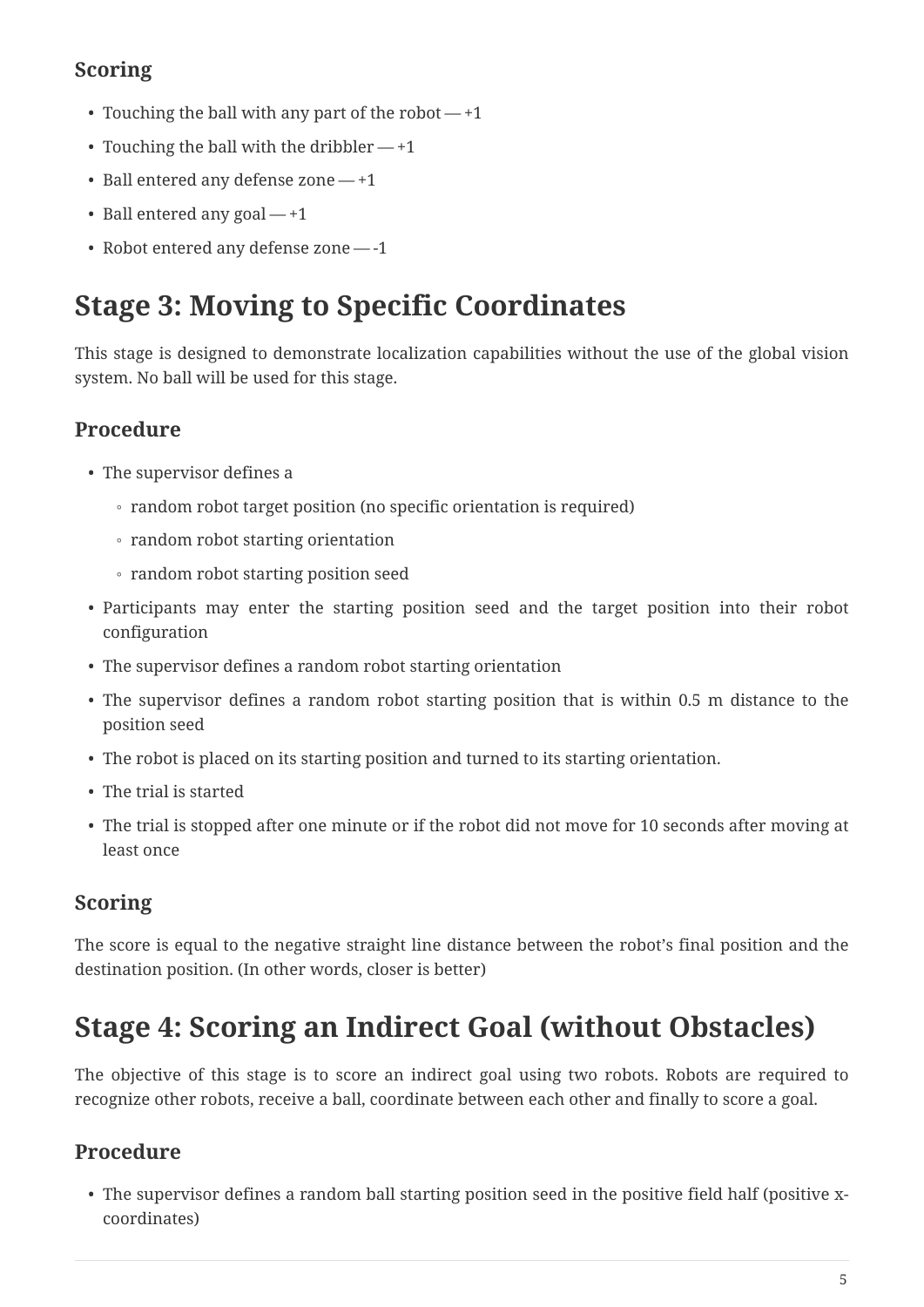### Scoring

- Touching the ball with any part of the robot — +1
- Touching the ball with the dribbler — +1
- Ball entered any defense zone — +1
- Ball entered any goal — +1
- Robot entered any defense zone — -1

## Stage 3: Moving to Specific Coordinates

This stage is designed to demonstrate localization capabilities without the use of the global vision system. No ball will be used for this stage.

### Procedure

- The supervisor defines a
  - random robot target position (no specific orientation is required)
  - random robot starting orientation
  - random robot starting position seed
- Participants may enter the starting position seed and the target position into their robot configuration
- The supervisor defines a random robot starting orientation
- The supervisor defines a random robot starting position that is within 0.5 m distance to the position seed
- The robot is placed on its starting position and turned to its starting orientation.
- The trial is started
- The trial is stopped after one minute or if the robot did not move for 10 seconds after moving at least once

### Scoring

The score is equal to the negative straight line distance between the robot's final position and the destination position. (In other words, closer is better)

## Stage 4: Scoring an Indirect Goal (without Obstacles)

The objective of this stage is to score an indirect goal using two robots. Robots are required to recognize other robots, receive a ball, coordinate between each other and finally to score a goal.

### Procedure

- The supervisor defines a random ball starting position seed in the positive field half (positive x-coordinates)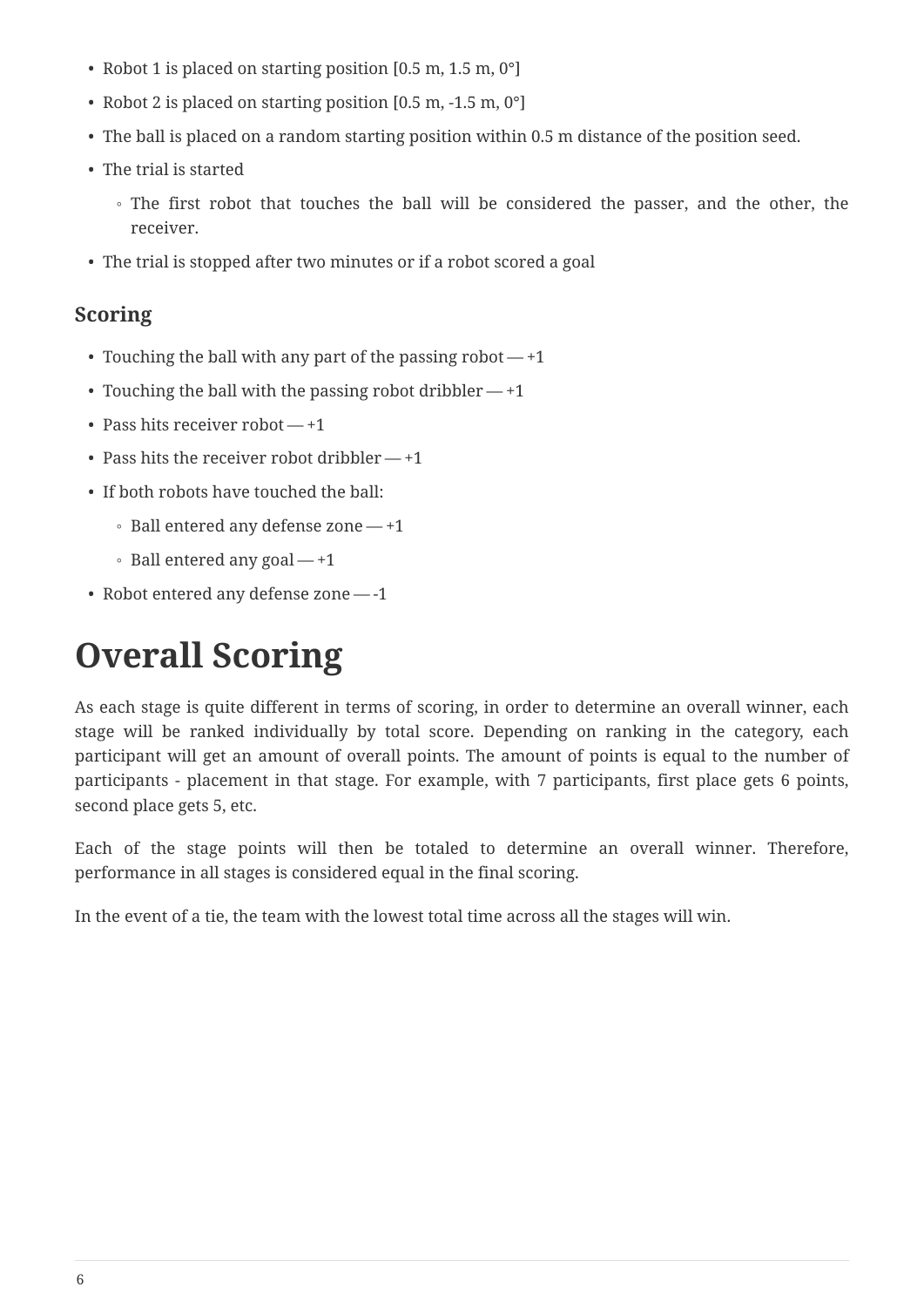- Robot 1 is placed on starting position [0.5 m, 1.5 m, 0°]
- Robot 2 is placed on starting position [0.5 m, -1.5 m, 0°]
- The ball is placed on a random starting position within 0.5 m distance of the position seed.
- The trial is started
    - The first robot that touches the ball will be considered the passer, and the other, the receiver.
- The trial is stopped after two minutes or if a robot scored a goal

### Scoring

- Touching the ball with any part of the passing robot — +1
- Touching the ball with the passing robot dribbler — +1
- Pass hits receiver robot — +1
- Pass hits the receiver robot dribbler — +1
- If both robots have touched the ball:
    - Ball entered any defense zone — +1
    - Ball entered any goal — +1
- Robot entered any defense zone — -1

# Overall Scoring

As each stage is quite different in terms of scoring, in order to determine an overall winner, each stage will be ranked individually by total score. Depending on ranking in the category, each participant will get an amount of overall points. The amount of points is equal to the number of participants - placement in that stage. For example, with 7 participants, first place gets 6 points, second place gets 5, etc.

Each of the stage points will then be totaled to determine an overall winner. Therefore, performance in all stages is considered equal in the final scoring.

In the event of a tie, the team with the lowest total time across all the stages will win.